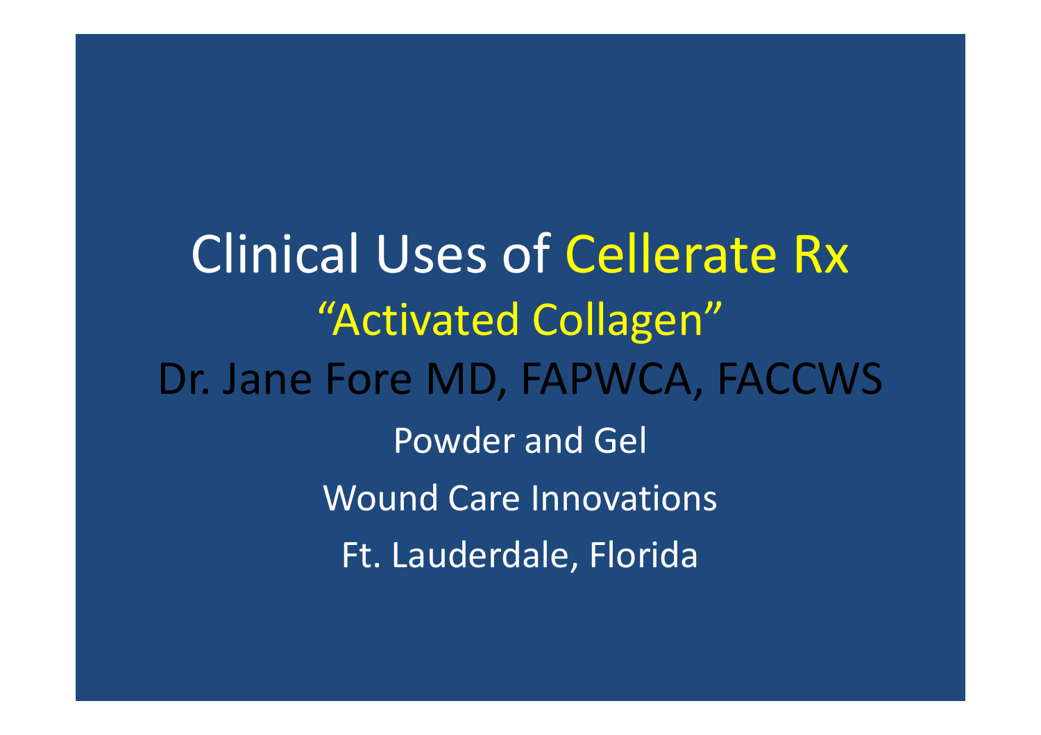# Clinical Uses of Cellerate Rx

## "Activated Collagen"

## Dr. Jane Fore MD, FAPWCA, FACCWS

Powder and Gel

Wound Care Innovations

Ft. Lauderdale, Florida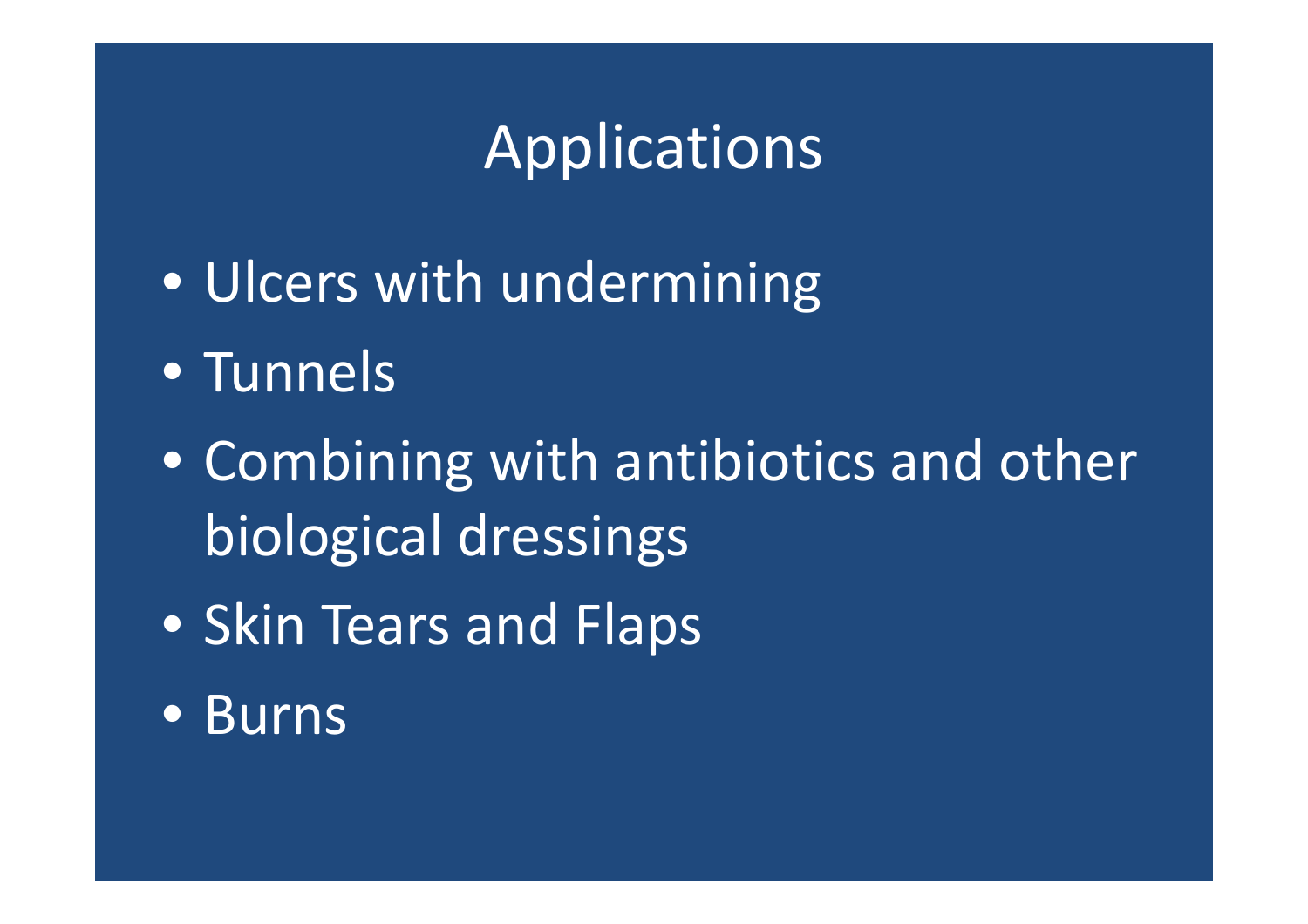# Applications

- Ulcers with undermining
- Tunnels
- Combining with antibiotics and other biological dressings
- Skin Tears and Flaps
- Burns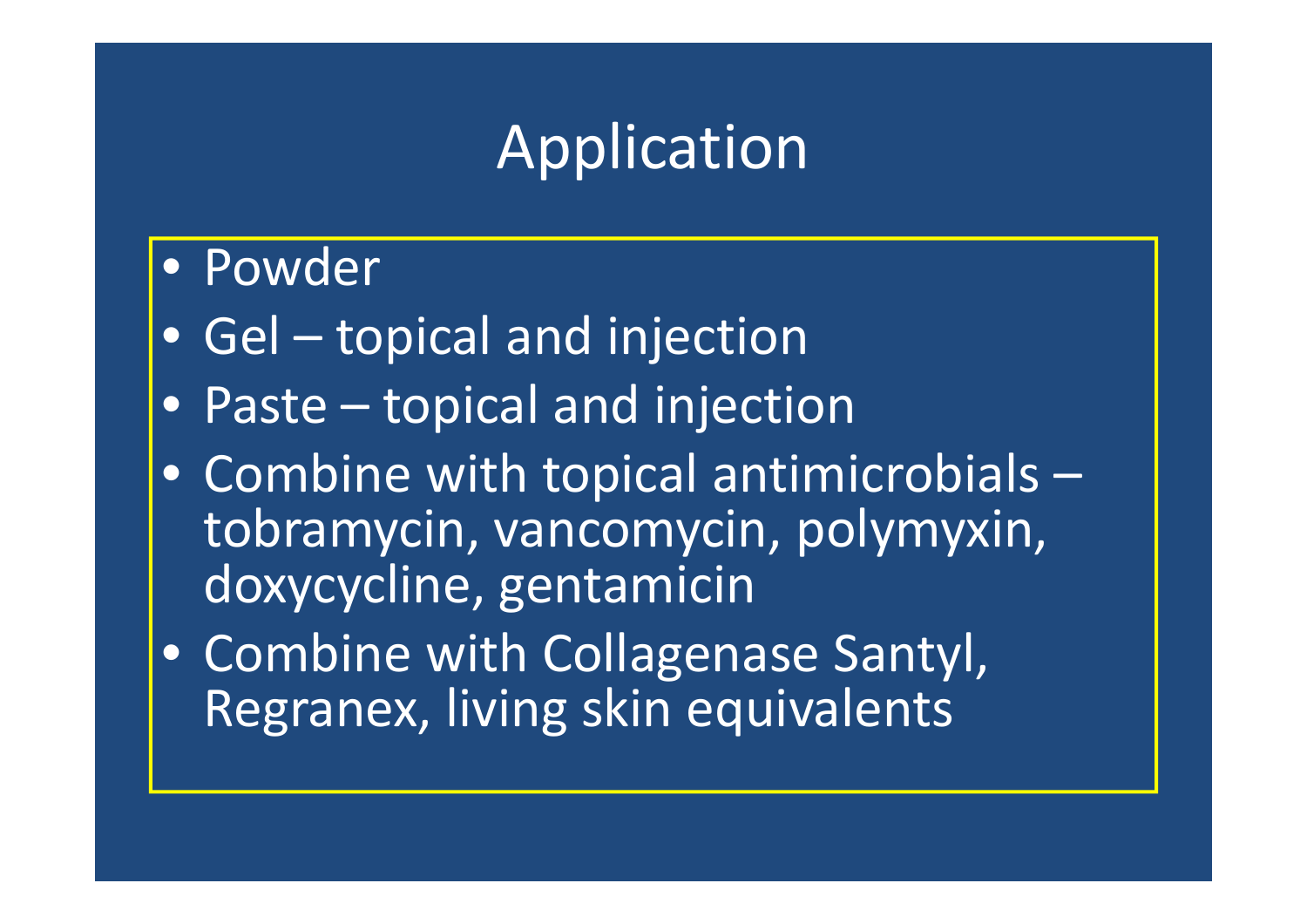# Application

- Powder
- Gel – topical and injection
- Paste – topical and injection
- Combine with topical antimicrobials – tobramycin, vancomycin, polymyxin, doxycycline, gentamicin
- Combine with Collagenase Santyl, Regranex, living skin equivalents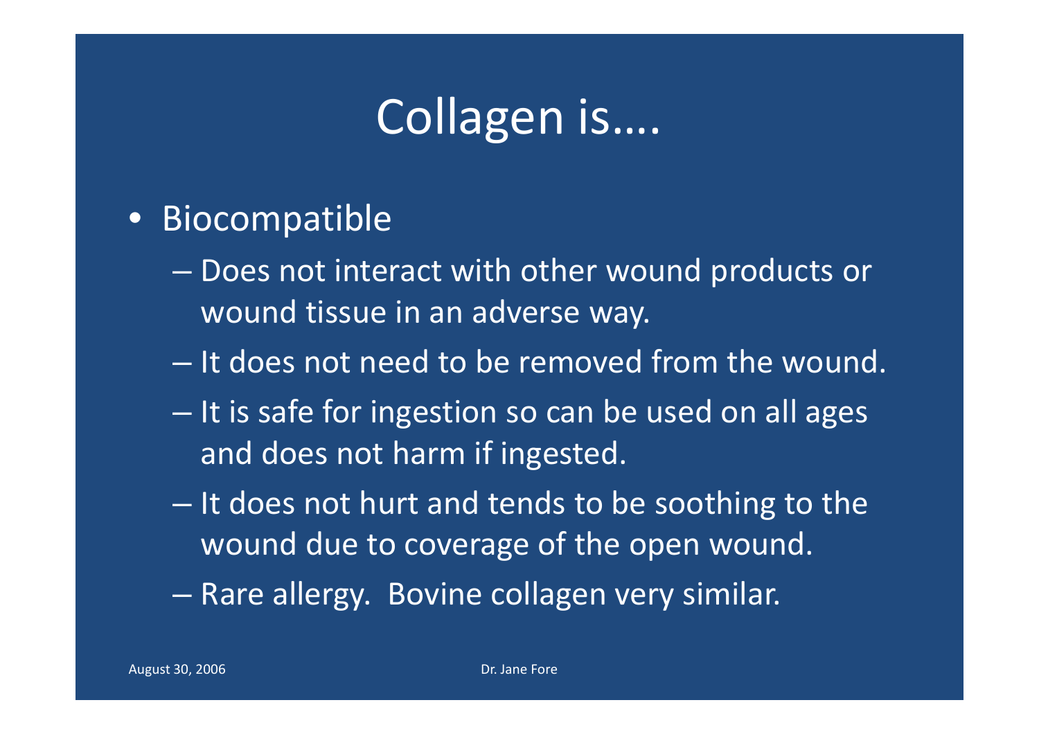# Collagen is….

- Biocompatible
  - Does not interact with other wound products or wound tissue in an adverse way.
  - It does not need to be removed from the wound.
  - It is safe for ingestion so can be used on all ages and does not harm if ingested.
  - It does not hurt and tends to be soothing to the wound due to coverage of the open wound.
  - Rare allergy. Bovine collagen very similar.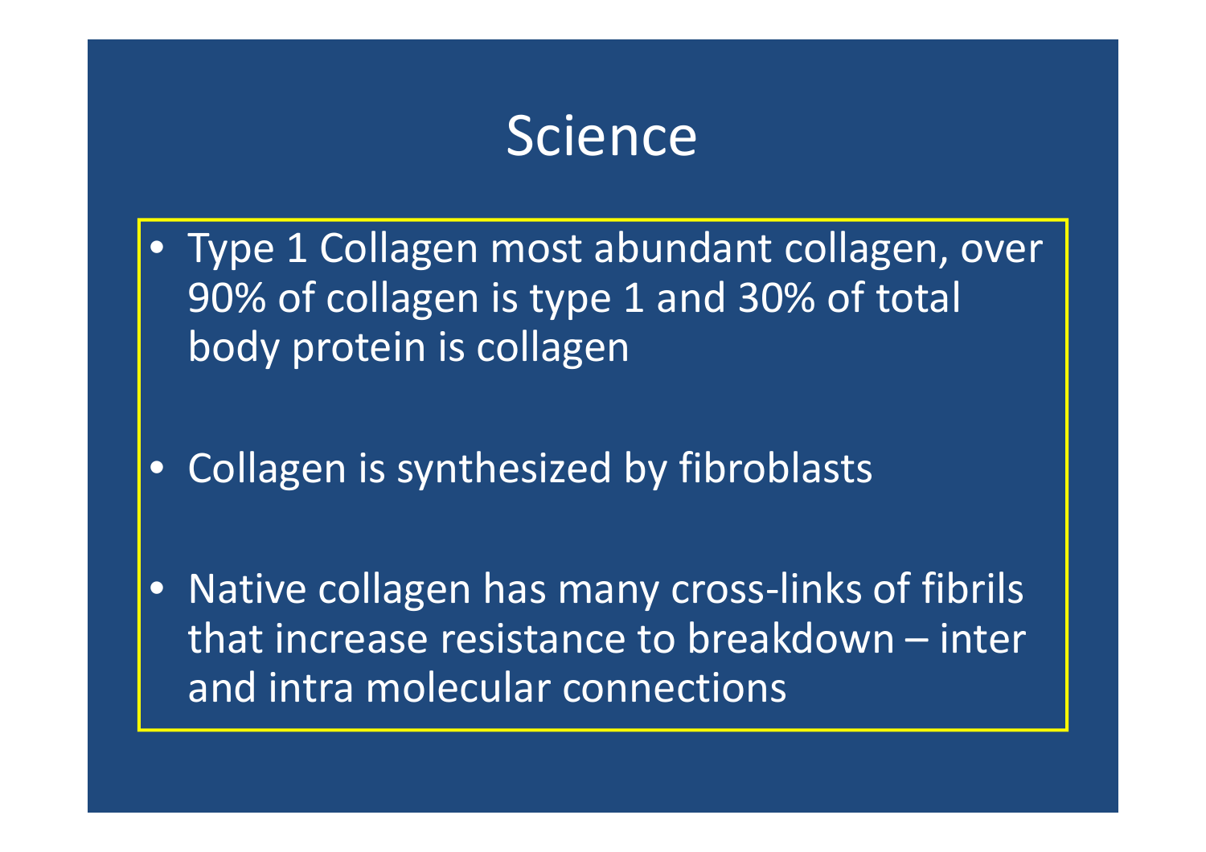# Science

- Type 1 Collagen most abundant collagen, over 90% of collagen is type 1 and 30% of total body protein is collagen
- Collagen is synthesized by fibroblasts
- Native collagen has many cross-links of fibrils that increase resistance to breakdown – inter and intra molecular connections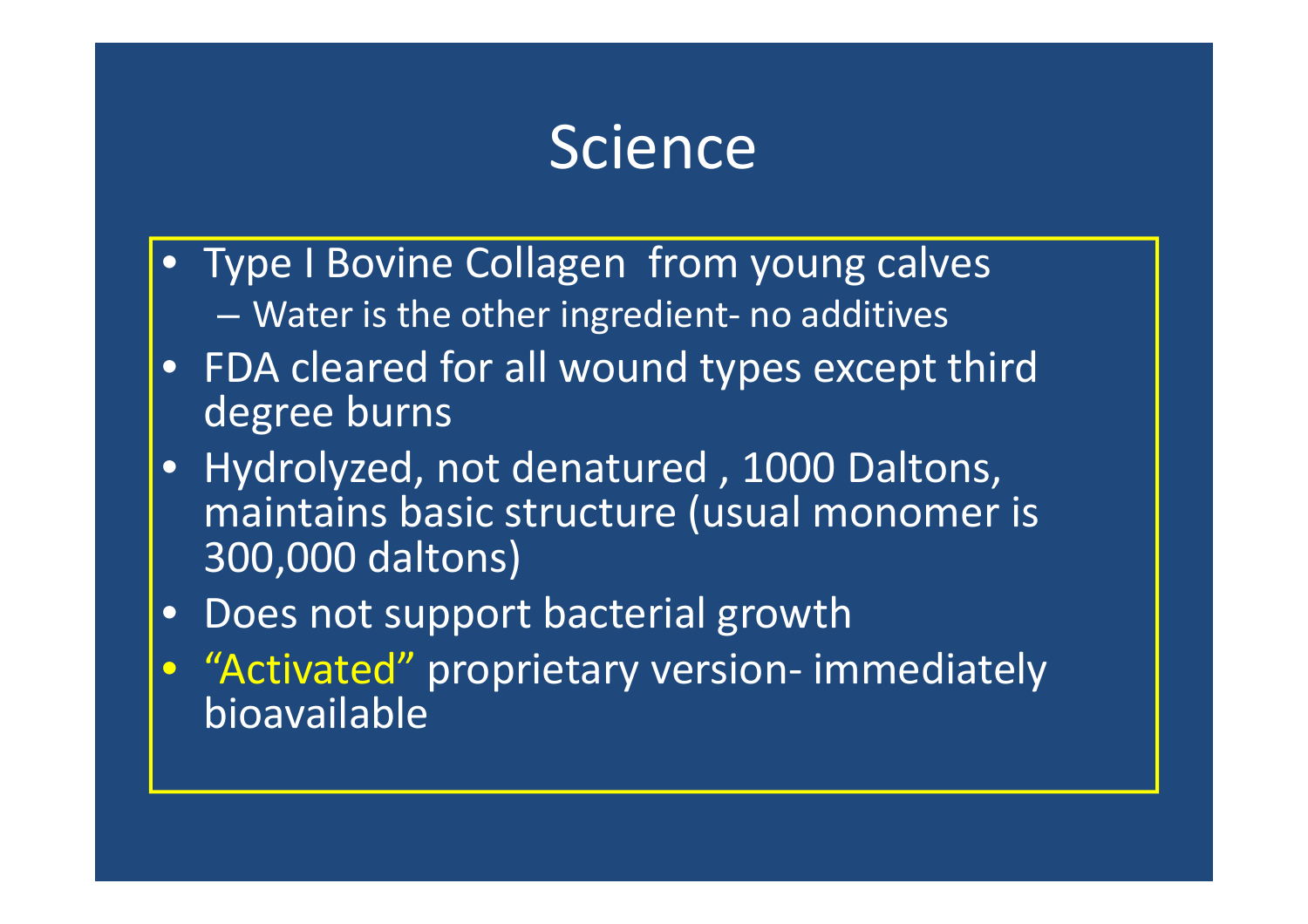# Science

- Type I Bovine Collagen from young calves
  - Water is the other ingredient- no additives
- FDA cleared for all wound types except third degree burns
- Hydrolyzed, not denatured , 1000 Daltons, maintains basic structure (usual monomer is 300,000 daltons)
- Does not support bacterial growth
- "Activated" proprietary version- immediately bioavailable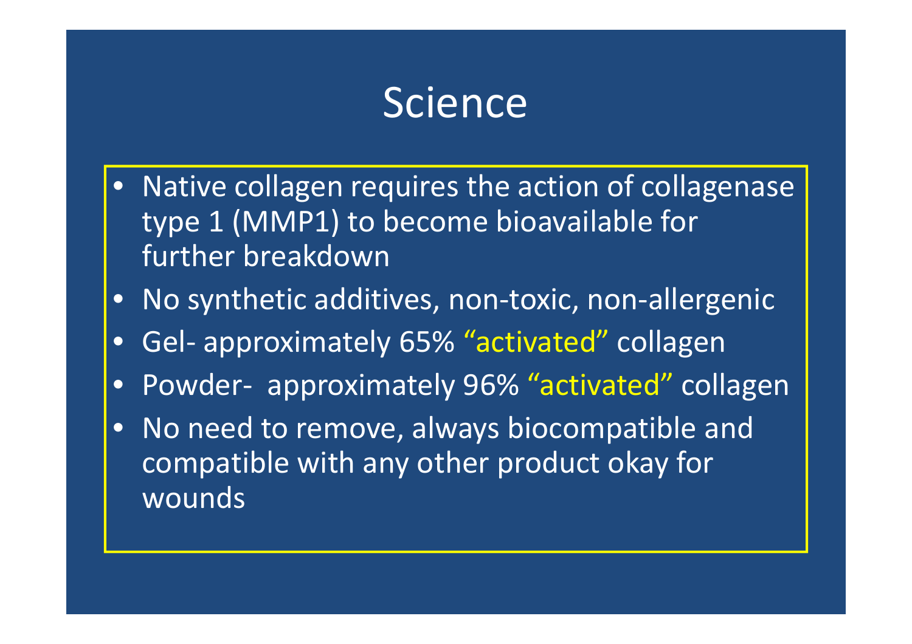# Science

- Native collagen requires the action of collagenase type 1 (MMP1) to become bioavailable for further breakdown
- No synthetic additives, non-toxic, non-allergenic
- Gel- approximately 65% "activated" collagen
- Powder- approximately 96% "activated" collagen
- No need to remove, always biocompatible and compatible with any other product okay for wounds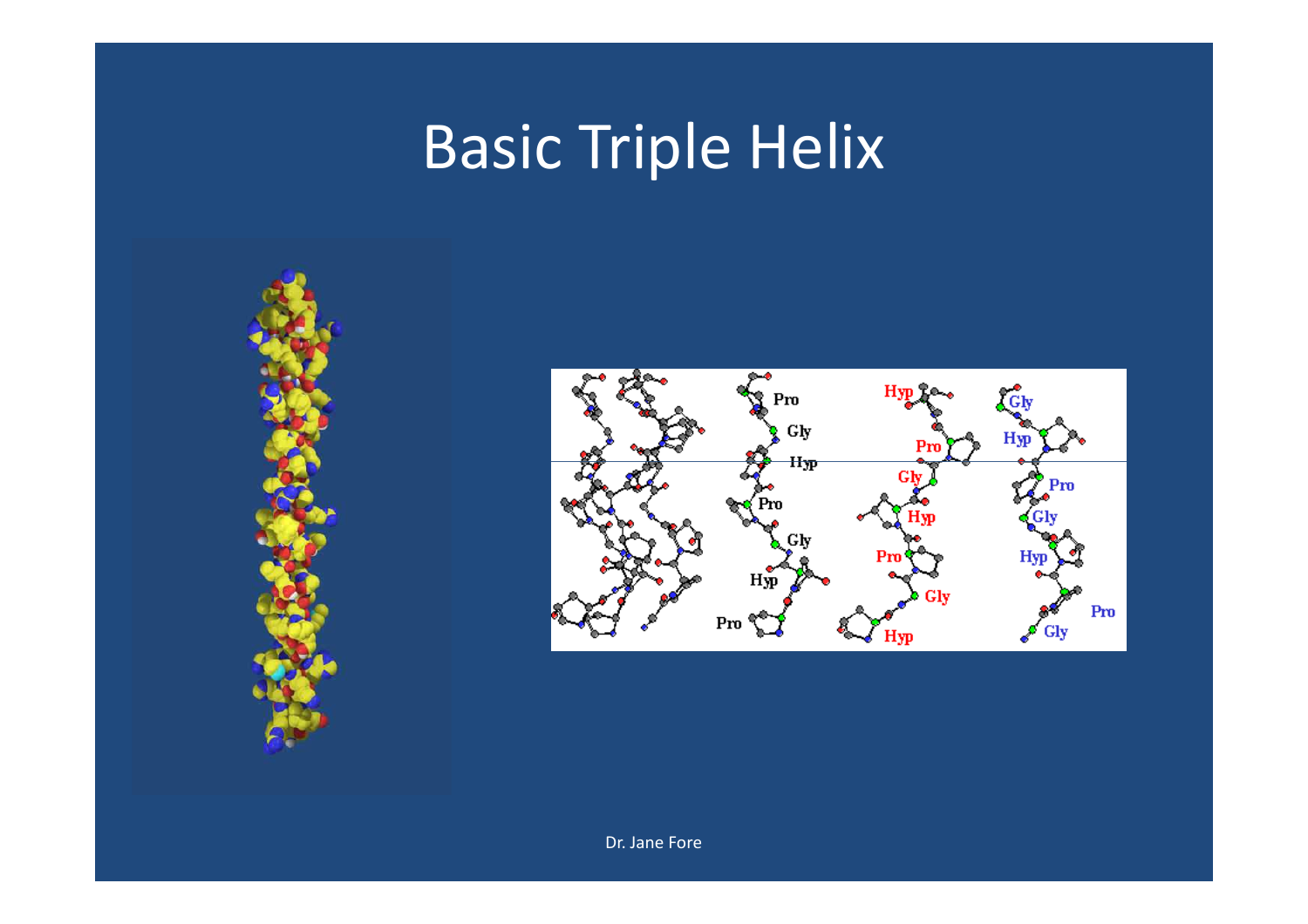# Basic Triple Helix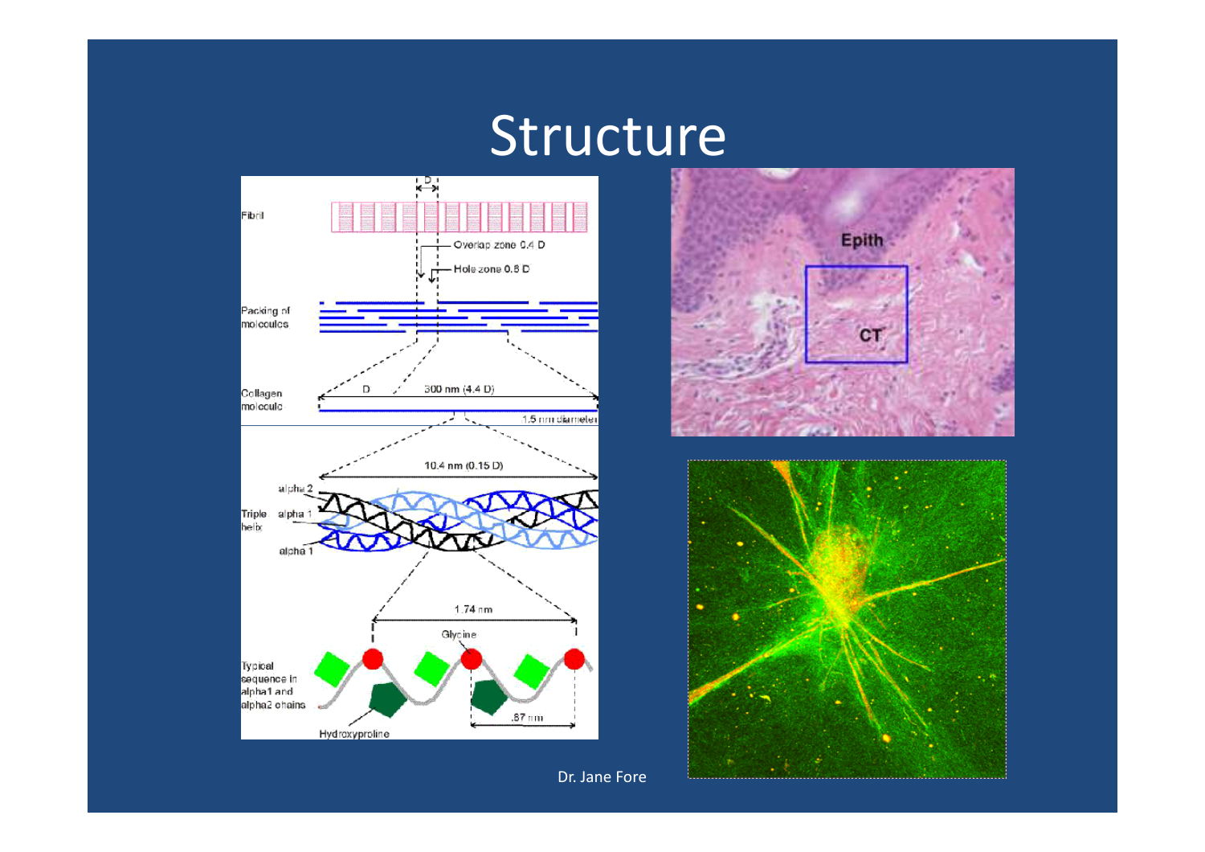# Structure

Fibril

D

Overlap zone 0.4 D

Hole zone 0.6 D

Packing of molecules

Collagen molecule

D

300 nm (4.4 D)

1.5 nm diameter

10.4 nm (0.15 D)

Triple helix

alpha 2

alpha 1

alpha 1

1.74 nm

Glycine

Typical sequence in alpha1 and alpha2 chains

.87 nm

Hydroxyproline

Epith

CT

Dr. Jane Fore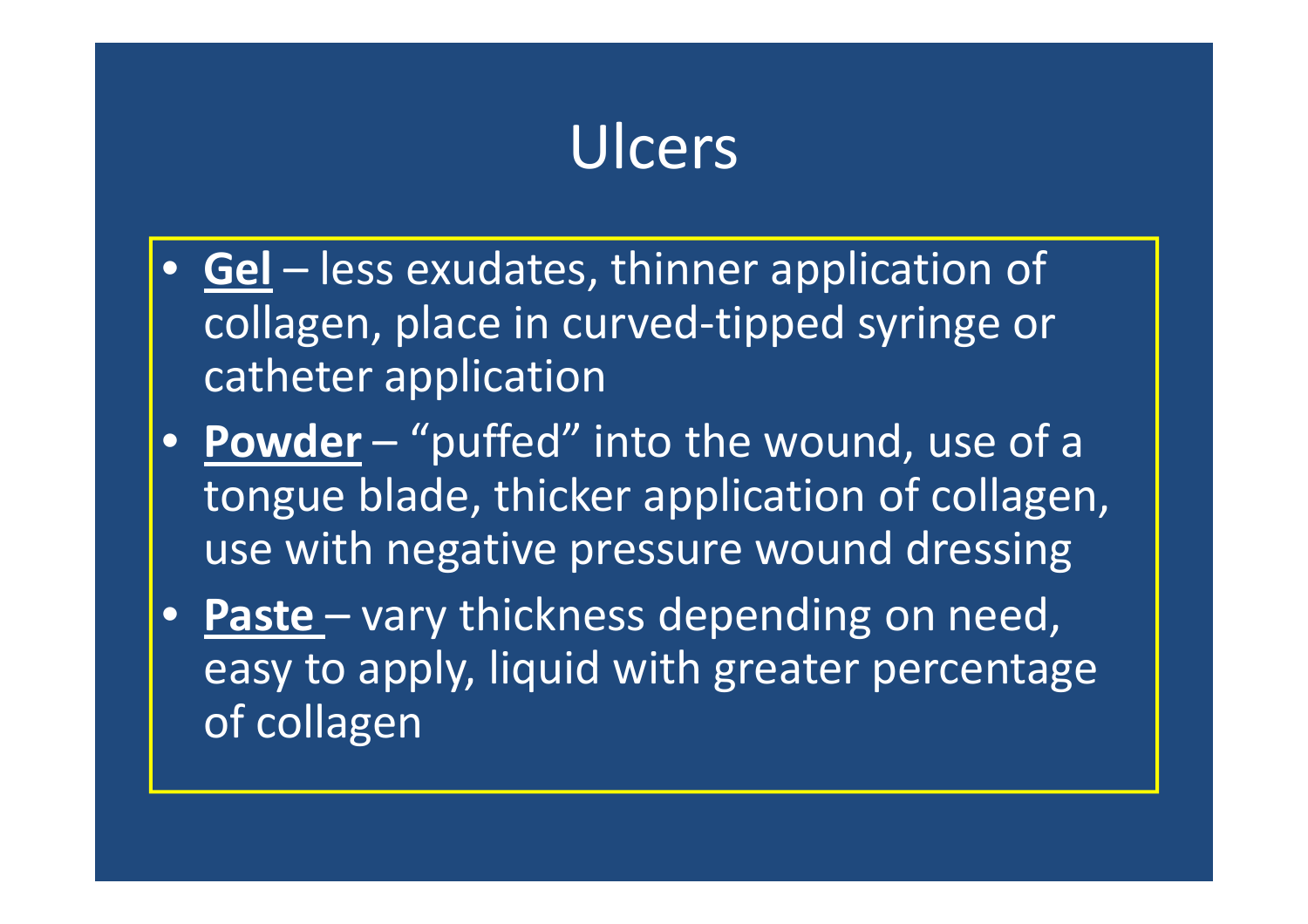# Ulcers

- **Gel** – less exudates, thinner application of collagen, place in curved-tipped syringe or catheter application
- **Powder** – "puffed" into the wound, use of a tongue blade, thicker application of collagen, use with negative pressure wound dressing
- **Paste** – vary thickness depending on need, easy to apply, liquid with greater percentage of collagen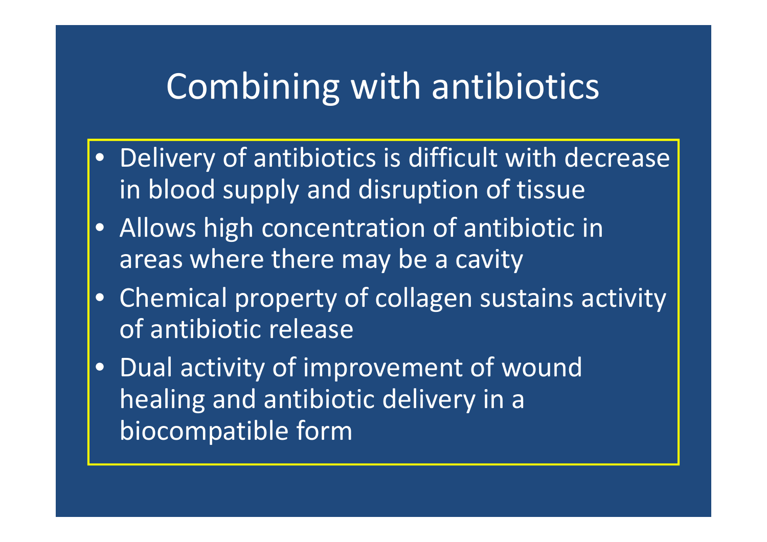# Combining with antibiotics

- Delivery of antibiotics is difficult with decrease in blood supply and disruption of tissue
- Allows high concentration of antibiotic in areas where there may be a cavity
- Chemical property of collagen sustains activity of antibiotic release
- Dual activity of improvement of wound healing and antibiotic delivery in a biocompatible form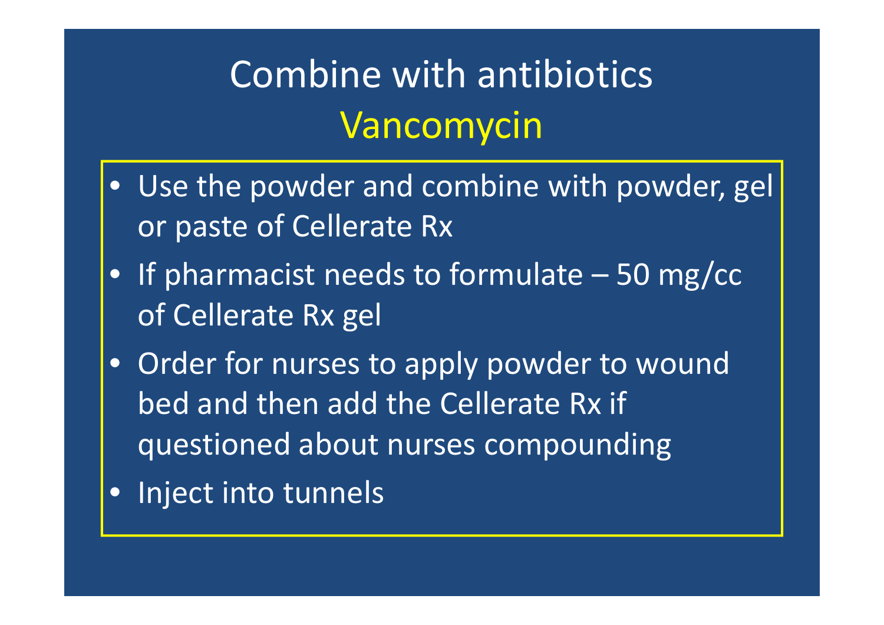# Combine with antibiotics
## Vancomycin

- Use the powder and combine with powder, gel or paste of Cellerate Rx
- If pharmacist needs to formulate – 50 mg/cc of Cellerate Rx gel
- Order for nurses to apply powder to wound bed and then add the Cellerate Rx if questioned about nurses compounding
- Inject into tunnels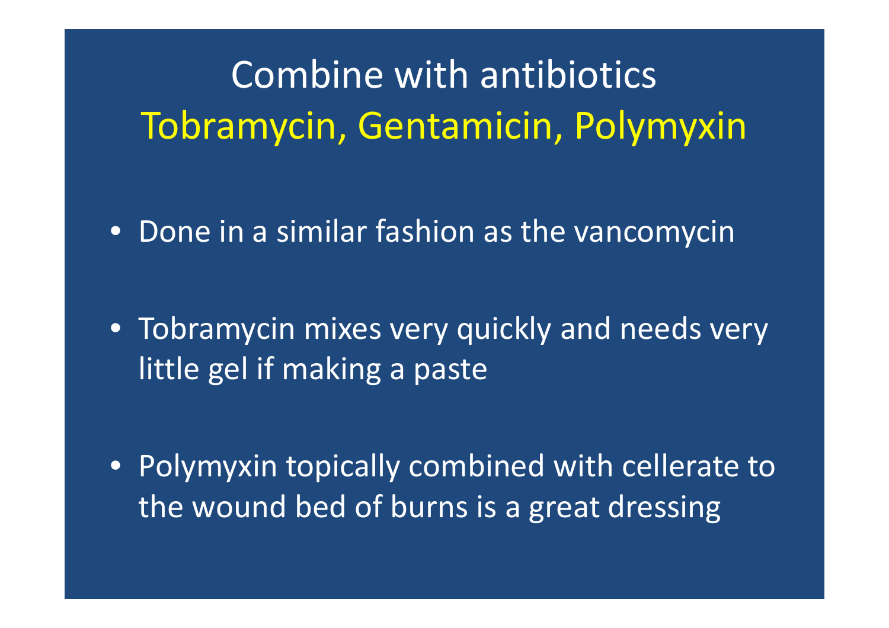# Combine with antibiotics
## Tobramycin, Gentamicin, Polymyxin

- Done in a similar fashion as the vancomycin
- Tobramycin mixes very quickly and needs very little gel if making a paste
- Polymyxin topically combined with cellerate to the wound bed of burns is a great dressing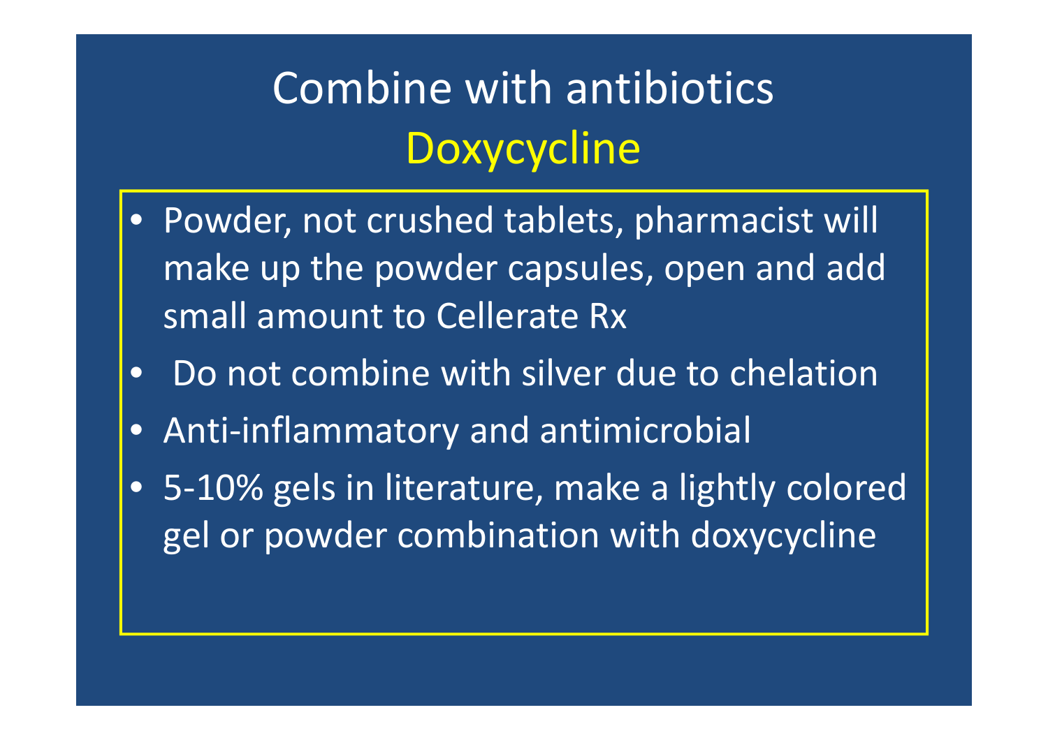# Combine with antibiotics
## Doxycycline

- Powder, not crushed tablets, pharmacist will make up the powder capsules, open and add small amount to Cellerate Rx
- Do not combine with silver due to chelation
- Anti-inflammatory and antimicrobial
- 5-10% gels in literature, make a lightly colored gel or powder combination with doxycycline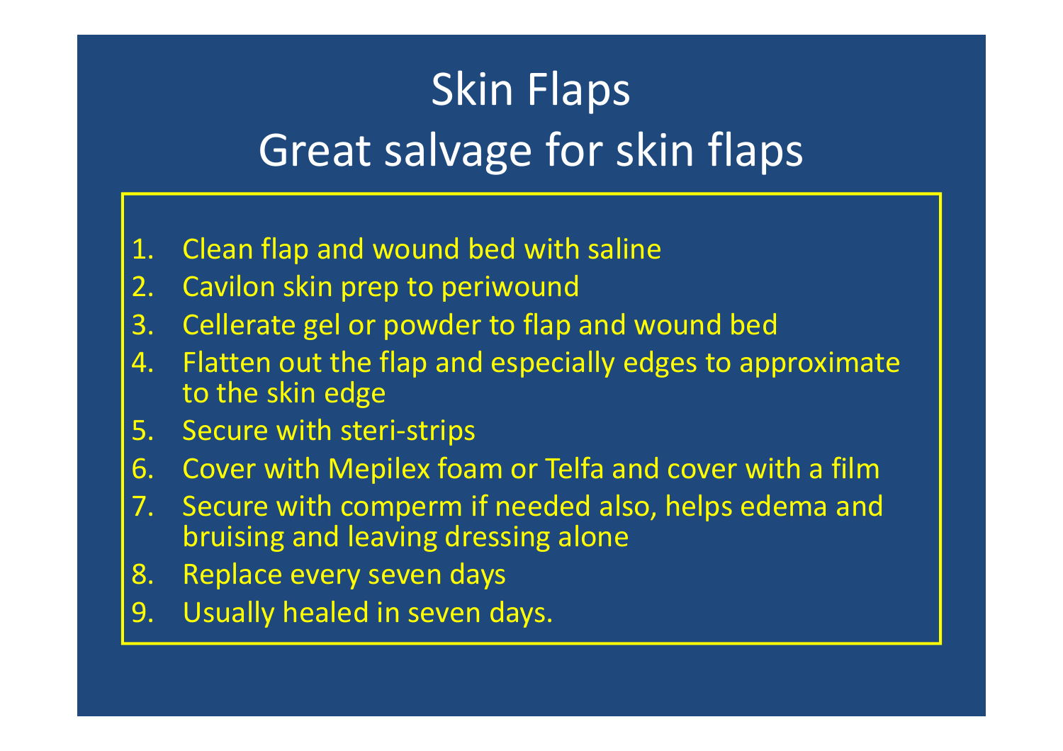# Skin Flaps

## Great salvage for skin flaps

1. Clean flap and wound bed with saline
2. Cavilon skin prep to periwound
3. Cellerate gel or powder to flap and wound bed
4. Flatten out the flap and especially edges to approximate to the skin edge
5. Secure with steri-strips
6. Cover with Mepilex foam or Telfa and cover with a film
7. Secure with comperm if needed also, helps edema and bruising and leaving dressing alone
8. Replace every seven days
9. Usually healed in seven days.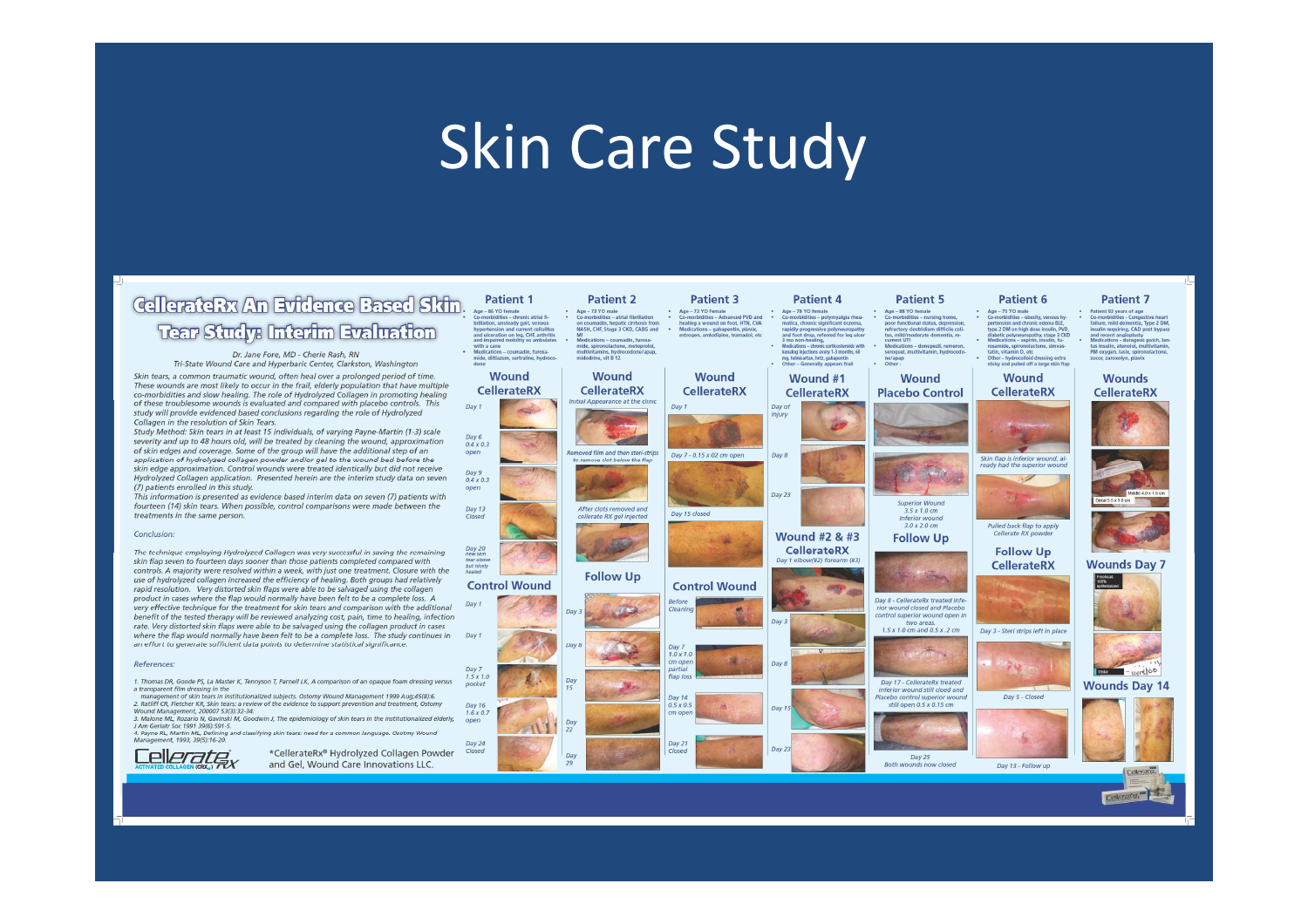# Skin Care Study

## CellerateRx An Evidence Based Skin Tear Study: Interim Evaluation

*Dr. Jane Fore, MD - Cherie Rash, RN*
*Tri-State Wound Care and Hyperbaric Center, Clarkston, Washington*

Skin tears, a common traumatic wound, often heal over a prolonged period of time. These wounds are most likely to occur in the frail, elderly population that have multiple co-morbidities and slow healing. The role of Hydrolyzed Collagen in promoting healing of these troublesome wounds is evaluated and compared with placebo controls. This study will provide evidenced based conclusions regarding the role of Hydrolyzed Collagen in the resolution of Skin Tears.

Study Method: Skin tears in at least 15 individuals, of varying Payne-Martin (1-3) scale severity and up to 48 hours old, will be treated by cleaning the wound, approximation of skin edges and coverage. Some of the group will have the additional step of an application of hydrolyzed collagen powder and/or gel to the wound bed before the skin edge approximation. Control wounds were treated identically but did not receive Hydrolyzed Collagen application. Presented herein are the interim study data on seven (7) patients enrolled in this study.

This information is presented as evidence based interim data on seven (7) patients with fourteen (14) skin tears. When possible, control comparisons were made between the treatments in the same person.

### Conclusion:

The technique employing Hydrolyzed Collagen was very successful in saving the remaining skin flap seven to fourteen days sooner than those patients completed compared with controls. A majority were resolved within a week, with just one treatment. Closure with the use of hydrolyzed collagen increased the efficiency of healing. Both groups had relatively rapid resolution. Very distorted skin flaps were able to be salvaged using the collagen product in cases where the flap would normally have been felt to be a complete loss. A very effective technique for the treatment for skin tears and comparison with the additional benefit of the tested therapy will be reviewed analyzing cost, pain, time to healing, infection rate. Very distorted skin flaps were able to be salvaged using the collagen product in cases where the flap would normally have been felt to be a complete loss. The study continues in an effort to generate sufficient data points to determine statistical significance.

### References:

1. Thomas DR, Goode PS, La Master K, Tennyson T, Parnell LK, A comparison of an opaque foam dressing versus a transparent film dressing in the management of skin tears in institutionalized subjects. Ostomy Wound Management 1999 Aug;45(8):6.
2. Ratliff CR, Fletcher KR, Skin tears: a review of the evidence to support prevention and treatment, Ostomy Wound Management, 200007 53(3):32-34.
3. Malone ML, Rozario N, Gavinski M, Goodwin J, The epidemiology of skin tears in the institutionalized elderly, J Am Geriatr Soc 1991 39(6):591-5.
4. Payne RL, Martin ML, Defining and classifying skin tears: need for a common language. Ostomy Wound Management, 1993, 39(5):16-20.

*CellerateRx® Hydrolyzed Collagen Powder and Gel, Wound Care Innovations LLC.

### Patient 1

- Age – 86 YO female
- Co-morbidities – chronic atrial fibrillation, unsteady gait, venous hypertension and current cellulitis and ulceration on leg, CHF, arthritis and impaired mobility so ambulates with a cane
- Medications – coumadin, furosemide, diltiazem, sertraline, hydrocodone

**Wound CellerateRX**

Day 1

Day 6 – 0.4 x 0.3 open

Day 9 – 0.4 x 0.3 open

Day 13 – Closed

Day 20 – new skin tear above but nicely healed

**Control Wound**

Day 1

Day 1

Day 7 – 1.5 x 1.0 pocket

Day 16 – 1.6 x 0.7 open

Day 24 – Closed

### Patient 2

- Age – 73 YO male
- Co-morbidities – atrial fibrillation on coumadin, hepatic cirrhosis from NASH, CHF, Stage 3 CKD, CABG and MI
- Medications – coumadin, furosemide, spironolactone, metoprolol, multivitamin, hydrocodone/apap, midodrine, vit B 12

**Wound CellerateRX**

Initial Appearance at the clinic

Removed film and then steri-strips to remove clot below the flap

After clots removed and cellerate RX gel injected

**Follow Up**

Day 3

Day 8

Day 15

Day 22

Day 29

### Patient 3

- Age – 73 YO Female
- Co-morbidities – Advanced PVD and healing a wound on foot, HTN, CVA
- Medications – gabapentin, plavix, estrogen, amlodipine, tramadol, etc

**Wound CellerateRX**

Day 1

Day 7 - 0.15 x 02 cm open

Day 15 closed

**Control Wound**

Before Cleaning

Day 7 – 1.0 x 1.0 cm open partial flap loss

Day 14 – 0.5 x 0.5 cm open

Day 21 – Closed

### Patient 4

- Age – 78 YO female
- Co-morbidities – polymyalgia rheumatica, chronic significant eczema, rapidly progressive polyneuropathy and foot drop, referred for leg ulcer 3 mo non-healing,
- Medications – chronic corticosteroids with kenalog injections every 1-3 months, 60 mg, telmisartan, hctz, gabapentin
- Other – Generally appears frail

**Wound #1 CellerateRX**

Day of Injury

Day 8

Day 23

**Wound #2 & #3 CellerateRX**

Day 1 elbow(#2) forearm (#3)

Day 3

Day 8

Day 15

Day 23

### Patient 5

- Age – 88 YO female
- Co-morbidities – nursing home, poor functional status, depression, refractory clostridium difficile colitis, mild/moderate dementia, recurrent UTI
- Medications – donepezil, remeron, seroquel, multivitamin, hydrocodone/apap
- Other -

**Wound Placebo Control**

Superior Wound 3.5 x 1.0 cm

Inferior wound 3.0 x 2.0 cm

**Follow Up**

Day 8 - CellerateRx treated inferior wound closed and Placebo control superior wound open in two areas. 1.5 x 1.0 cm and 0.5 x .2 cm

Day 17 - CellerateRx treated inferior wound still cloed and Placebo control superior wound still open 0.5 x 0.15 cm

Day 25 – Both wounds now closed

### Patient 6

- Age – 75 YO female
- Co-morbidities – obesity, venous hypertension and chronic edema BLE, type 2 DM on high dose insulin, PVD, diabetic polyneuropathy, stage 3 CKD
- Medications – aspirin, insulin, furosamide, spironolactone, simvastatin, vitamin D, etc
- Other – hydrocolloid dressing extra sticky and pulled off a large skin flap

**Wound CellerateRX**

Skin flap is inferior wound, already had the superior wound

Pulled back flap to apply Cellerate RX powder

**Follow Up CellerateRX**

Day 3 - Steri strips left in place

Day 5 - Closed

Day 13 - Follow up

### Patient 7

- Patient 93 years of age
- Co-morbidities – Congestive heart failure, mild dementia, Type 2 DM, insulin requiring, CAD post bypass and recent angioplasty
- Medications – duragesic patch, lantus insulin, atenolol, multivitamin, PM oxygen, lasix, spironolactone, zocor, zaroxolyn, plavix

**Wounds CellerateRX**

Middle 4.0 x 1.5 cm

Distal 5.5 x 3.0 cm

**Wounds Day 7**

**Wounds Day 14**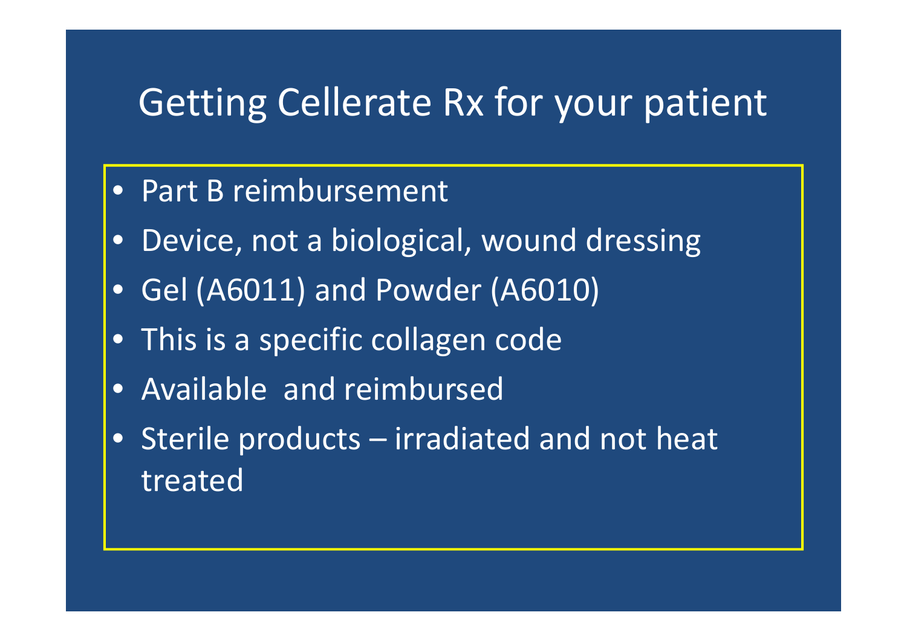# Getting Cellerate Rx for your patient

- Part B reimbursement
- Device, not a biological, wound dressing
- Gel (A6011) and Powder (A6010)
- This is a specific collagen code
- Available  and reimbursed
- Sterile products – irradiated and not heat treated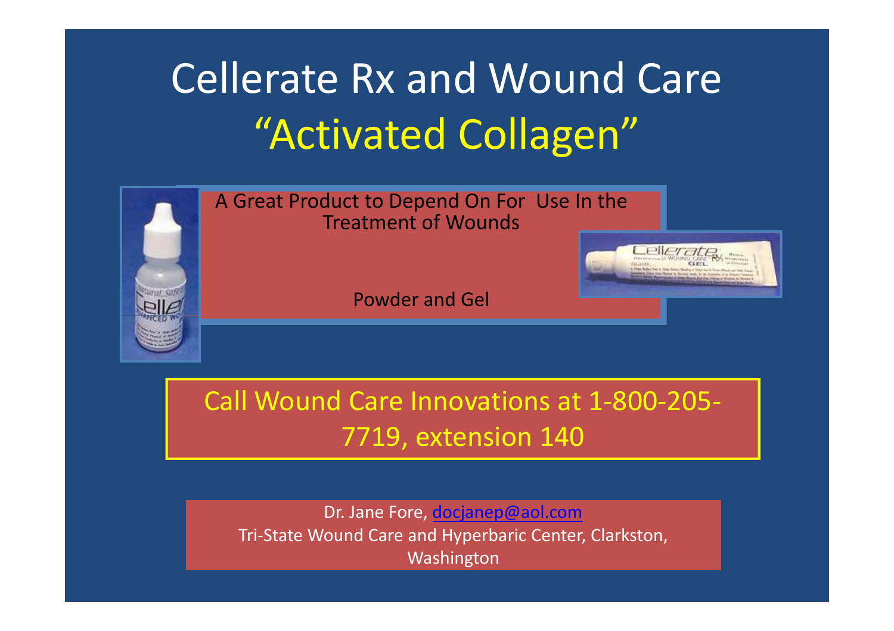# Cellerate Rx and Wound Care "Activated Collagen"

A Great Product to Depend On For Use In the Treatment of Wounds

Powder and Gel

Call Wound Care Innovations at 1-800-205-7719, extension 140

Dr. Jane Fore, docjanep@aol.com
Tri-State Wound Care and Hyperbaric Center, Clarkston, Washington